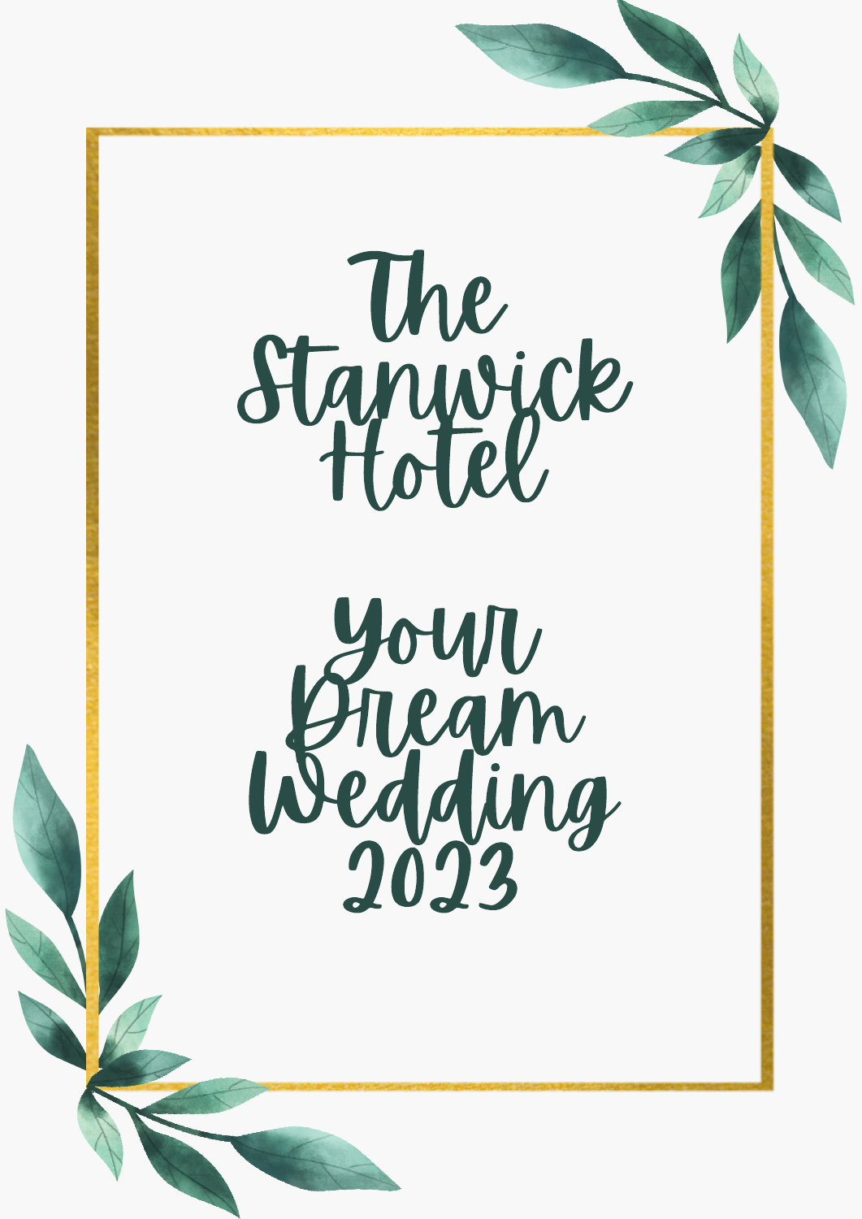# The Stanwick Hotel

# Your Dream Wedding 2023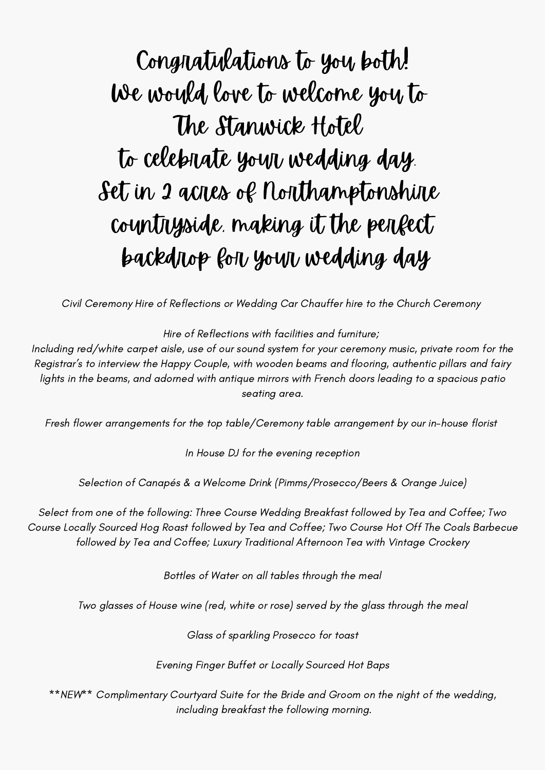# Congratulations to you both!
# We would love to welcome you to The Stanwick Hotel to celebrate your wedding day.
# Set in 2 acres of Northamptonshire countryside, making it the perfect backdrop for your wedding day

*Civil Ceremony Hire of Reflections or Wedding Car Chauffer hire to the Church Ceremony*

*Hire of Reflections with facilities and furniture;*
*Including red/white carpet aisle, use of our sound system for your ceremony music, private room for the Registrar's to interview the Happy Couple, with wooden beams and flooring, authentic pillars and fairy lights in the beams, and adorned with antique mirrors with French doors leading to a spacious patio seating area.*

*Fresh flower arrangements for the top table/Ceremony table arrangement by our in-house florist*

*In House DJ for the evening reception*

*Selection of Canapés & a Welcome Drink (Pimms/Prosecco/Beers & Orange Juice)*

*Select from one of the following: Three Course Wedding Breakfast followed by Tea and Coffee; Two Course Locally Sourced Hog Roast followed by Tea and Coffee; Two Course Hot Off The Coals Barbecue followed by Tea and Coffee; Luxury Traditional Afternoon Tea with Vintage Crockery*

*Bottles of Water on all tables through the meal*

*Two glasses of House wine (red, white or rose) served by the glass through the meal*

*Glass of sparkling Prosecco for toast*

*Evening Finger Buffet or Locally Sourced Hot Baps*

*\*\*NEW\*\* Complimentary Courtyard Suite for the Bride and Groom on the night of the wedding, including breakfast the following morning.*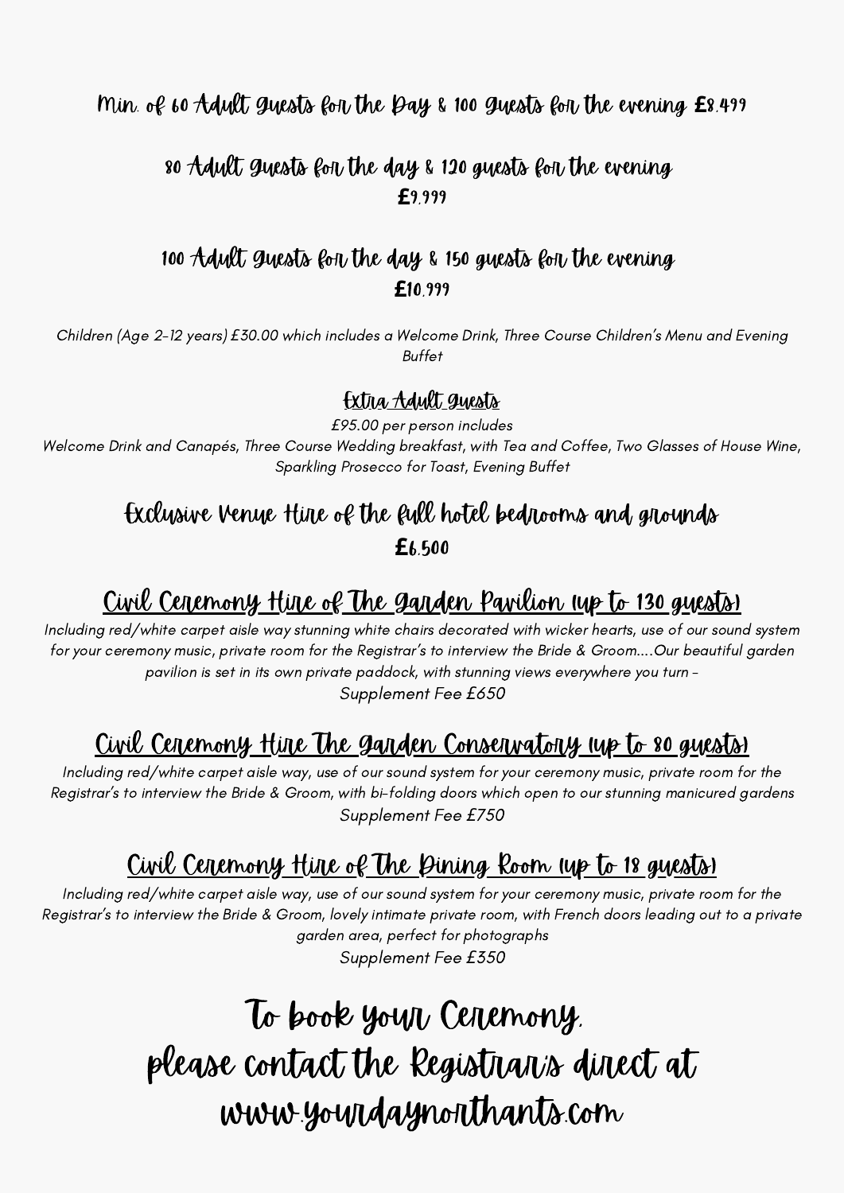## Min. of 60 Adult Guests for the Day & 100 Guests for the evening £8,499

## 80 Adult Guests for the day & 120 guests for the evening £9,999

## 100 Adult Guests for the day & 150 guests for the evening £10,999

*Children (Age 2-12 years) £30.00 which includes a Welcome Drink, Three Course Children's Menu and Evening Buffet*

### Extra Adult Guests

*£95.00 per person includes*
*Welcome Drink and Canapés, Three Course Wedding breakfast, with Tea and Coffee, Two Glasses of House Wine, Sparkling Prosecco for Toast, Evening Buffet*

## Exclusive Venue Hire of the full hotel bedrooms and grounds £6,500

## Civil Ceremony Hire of The Garden Pavilion (up to 130 guests)

*Including red/white carpet aisle way stunning white chairs decorated with wicker hearts, use of our sound system for your ceremony music, private room for the Registrar's to interview the Bride & Groom....Our beautiful garden pavilion is set in its own private paddock, with stunning views everywhere you turn -*
*Supplement Fee £650*

## Civil Ceremony Hire The Garden Conservatory (up to 80 guests)

*Including red/white carpet aisle way, use of our sound system for your ceremony music, private room for the Registrar's to interview the Bride & Groom, with bi-folding doors which open to our stunning manicured gardens*
*Supplement Fee £750*

## Civil Ceremony Hire of The Dining Room (up to 18 guests)

*Including red/white carpet aisle way, use of our sound system for your ceremony music, private room for the Registrar's to interview the Bride & Groom, lovely intimate private room, with French doors leading out to a private garden area, perfect for photographs*
*Supplement Fee £350*

# To book your Ceremony, please contact the Registrar's direct at www.yourdaynorthants.com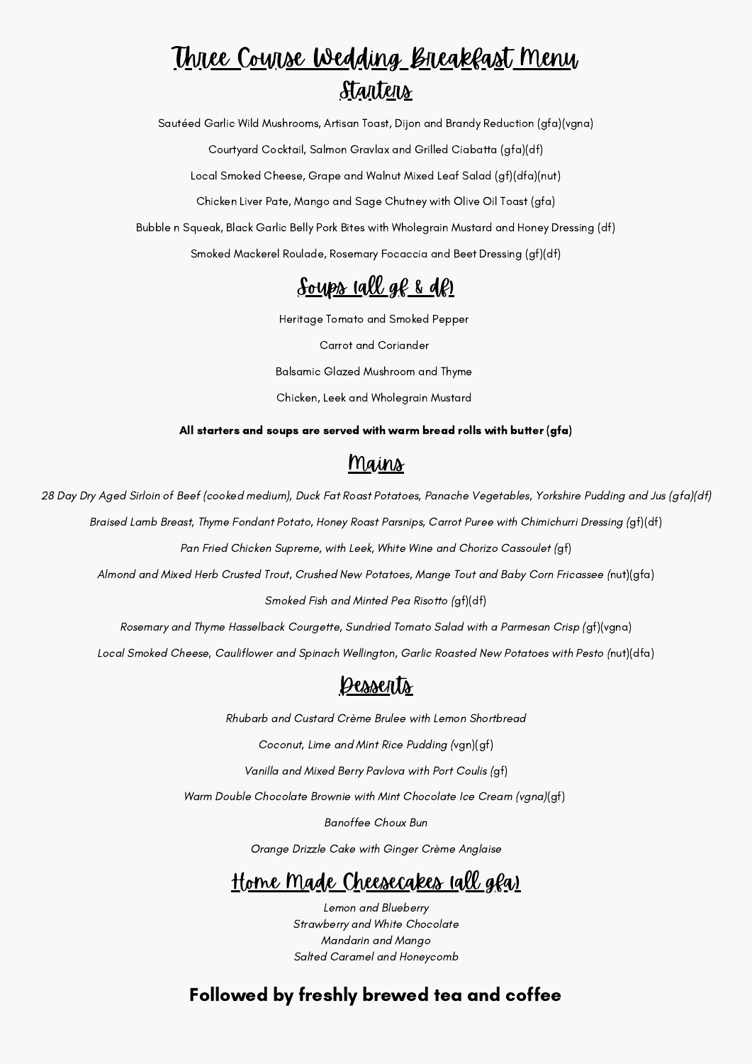# Three Course Wedding Breakfast Menu

## Starters

Sautéed Garlic Wild Mushrooms, Artisan Toast, Dijon and Brandy Reduction (gfa)(vgna)

Courtyard Cocktail, Salmon Gravlax and Grilled Ciabatta (gfa)(df)

Local Smoked Cheese, Grape and Walnut Mixed Leaf Salad (gf)(dfa)(nut)

Chicken Liver Pate, Mango and Sage Chutney with Olive Oil Toast (gfa)

Bubble n Squeak, Black Garlic Belly Pork Bites with Wholegrain Mustard and Honey Dressing (df)

Smoked Mackerel Roulade, Rosemary Focaccia and Beet Dressing (gf)(df)

## Soups (all gf & df)

Heritage Tomato and Smoked Pepper

Carrot and Coriander

Balsamic Glazed Mushroom and Thyme

Chicken, Leek and Wholegrain Mustard

**All starters and soups are served with warm bread rolls with butter (gfa)**

## Mains

*28 Day Dry Aged Sirloin of Beef (cooked medium), Duck Fat Roast Potatoes, Panache Vegetables, Yorkshire Pudding and Jus (gfa)(df)*

*Braised Lamb Breast, Thyme Fondant Potato, Honey Roast Parsnips, Carrot Puree with Chimichurri Dressing (*gf)(df)

*Pan Fried Chicken Supreme, with Leek, White Wine and Chorizo Cassoulet (*gf)

*Almond and Mixed Herb Crusted Trout, Crushed New Potatoes, Mange Tout and Baby Corn Fricassee (*nut)(gfa)

*Smoked Fish and Minted Pea Risotto (*gf)(df)

*Rosemary and Thyme Hasselback Courgette, Sundried Tomato Salad with a Parmesan Crisp (*gf)(vgna)

*Local Smoked Cheese, Cauliflower and Spinach Wellington, Garlic Roasted New Potatoes with Pesto (*nut)(dfa)

## Desserts

*Rhubarb and Custard Crème Brulee with Lemon Shortbread*

*Coconut, Lime and Mint Rice Pudding (*vgn)(gf)

*Vanilla and Mixed Berry Pavlova with Port Coulis (*gf)

*Warm Double Chocolate Brownie with Mint Chocolate Ice Cream (vgna)*(gf)

*Banoffee Choux Bun*

*Orange Drizzle Cake with Ginger Crème Anglaise*

## Home Made Cheesecakes (all gfa)

*Lemon and Blueberry*
*Strawberry and White Chocolate*
*Mandarin and Mango*
*Salted Caramel and Honeycomb*

**Followed by freshly brewed tea and coffee**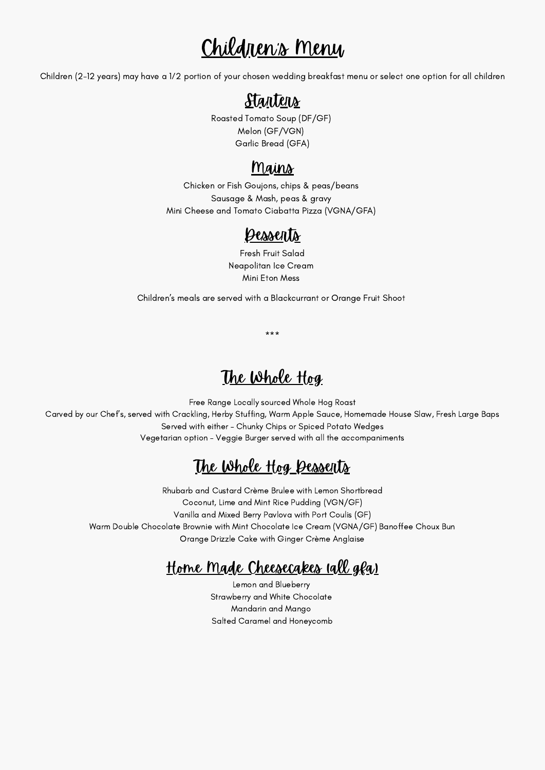# Children's Menu

Children (2-12 years) may have a 1/2 portion of your chosen wedding breakfast menu or select one option for all children

## Starters

Roasted Tomato Soup (DF/GF)
Melon (GF/VGN)
Garlic Bread (GFA)

## Mains

Chicken or Fish Goujons, chips & peas/beans
Sausage & Mash, peas & gravy
Mini Cheese and Tomato Ciabatta Pizza (VGNA/GFA)

## Desserts

Fresh Fruit Salad
Neapolitan Ice Cream
Mini Eton Mess

Children's meals are served with a Blackcurrant or Orange Fruit Shoot

***

# The Whole Hog

Free Range Locally sourced Whole Hog Roast
Carved by our Chef's, served with Crackling, Herby Stuffing, Warm Apple Sauce, Homemade House Slaw, Fresh Large Baps
Served with either - Chunky Chips or Spiced Potato Wedges
Vegetarian option - Veggie Burger served with all the accompaniments

## The Whole Hog Desserts

Rhubarb and Custard Crème Brulee with Lemon Shortbread
Coconut, Lime and Mint Rice Pudding (VGN/GF)
Vanilla and Mixed Berry Pavlova with Port Coulis (GF)
Warm Double Chocolate Brownie with Mint Chocolate Ice Cream (VGNA/GF) Banoffee Choux Bun
Orange Drizzle Cake with Ginger Crème Anglaise

## Home Made Cheesecakes (all gfa)

Lemon and Blueberry
Strawberry and White Chocolate
Mandarin and Mango
Salted Caramel and Honeycomb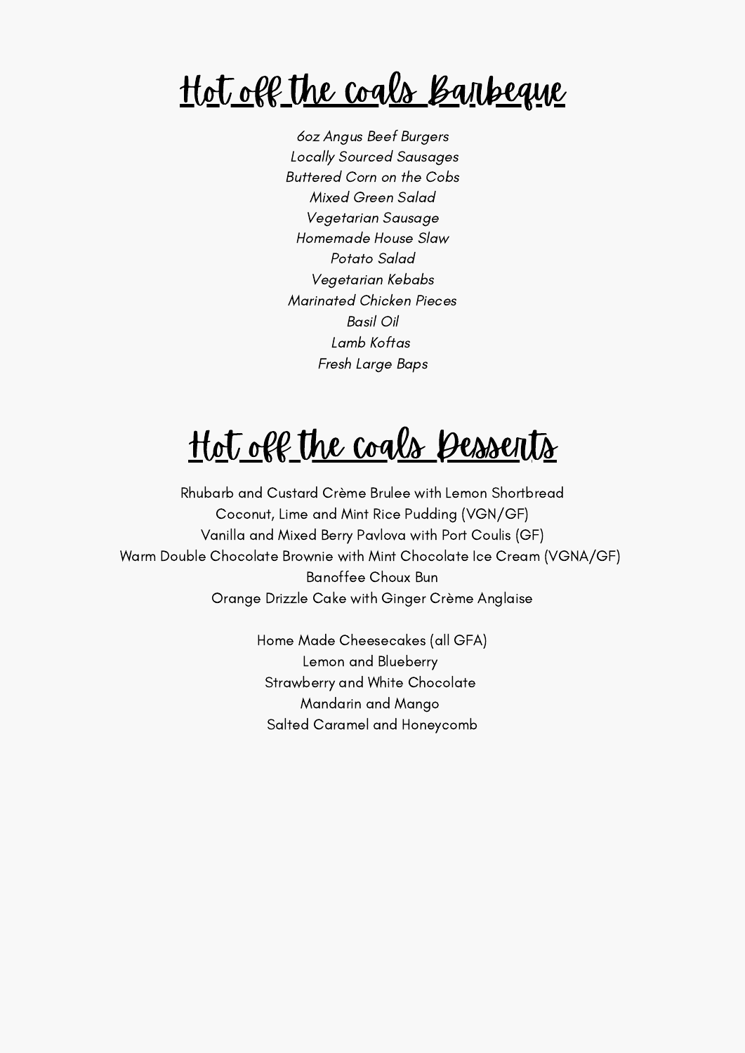# Hot off the coals Barbeque

*6oz Angus Beef Burgers*
*Locally Sourced Sausages*
*Buttered Corn on the Cobs*
*Mixed Green Salad*
*Vegetarian Sausage*
*Homemade House Slaw*
*Potato Salad*
*Vegetarian Kebabs*
*Marinated Chicken Pieces*
*Basil Oil*
*Lamb Koftas*
*Fresh Large Baps*

# Hot off the coals Desserts

Rhubarb and Custard Crème Brulee with Lemon Shortbread
Coconut, Lime and Mint Rice Pudding (VGN/GF)
Vanilla and Mixed Berry Pavlova with Port Coulis (GF)
Warm Double Chocolate Brownie with Mint Chocolate Ice Cream (VGNA/GF)
Banoffee Choux Bun
Orange Drizzle Cake with Ginger Crème Anglaise

Home Made Cheesecakes (all GFA)
Lemon and Blueberry
Strawberry and White Chocolate
Mandarin and Mango
Salted Caramel and Honeycomb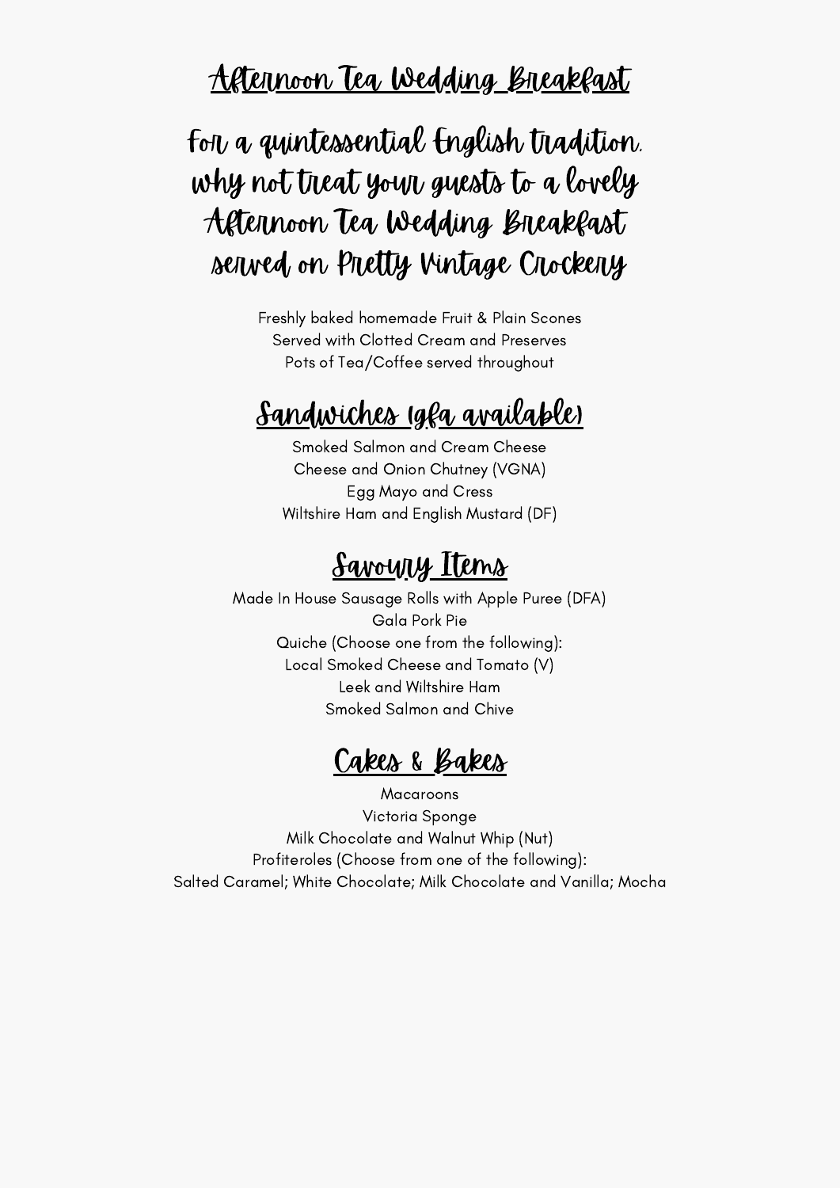# Afternoon Tea Wedding Breakfast

## For a quintessential English tradition, why not treat your guests to a lovely Afternoon Tea Wedding Breakfast served on Pretty Vintage Crockery

Freshly baked homemade Fruit & Plain Scones
Served with Clotted Cream and Preserves
Pots of Tea/Coffee served throughout

## Sandwiches (gfa available)

Smoked Salmon and Cream Cheese
Cheese and Onion Chutney (VGNA)
Egg Mayo and Cress
Wiltshire Ham and English Mustard (DF)

## Savoury Items

Made In House Sausage Rolls with Apple Puree (DFA)
Gala Pork Pie
Quiche (Choose one from the following):
Local Smoked Cheese and Tomato (V)
Leek and Wiltshire Ham
Smoked Salmon and Chive

## Cakes & Bakes

Macaroons
Victoria Sponge
Milk Chocolate and Walnut Whip (Nut)
Profiteroles (Choose from one of the following):
Salted Caramel; White Chocolate; Milk Chocolate and Vanilla; Mocha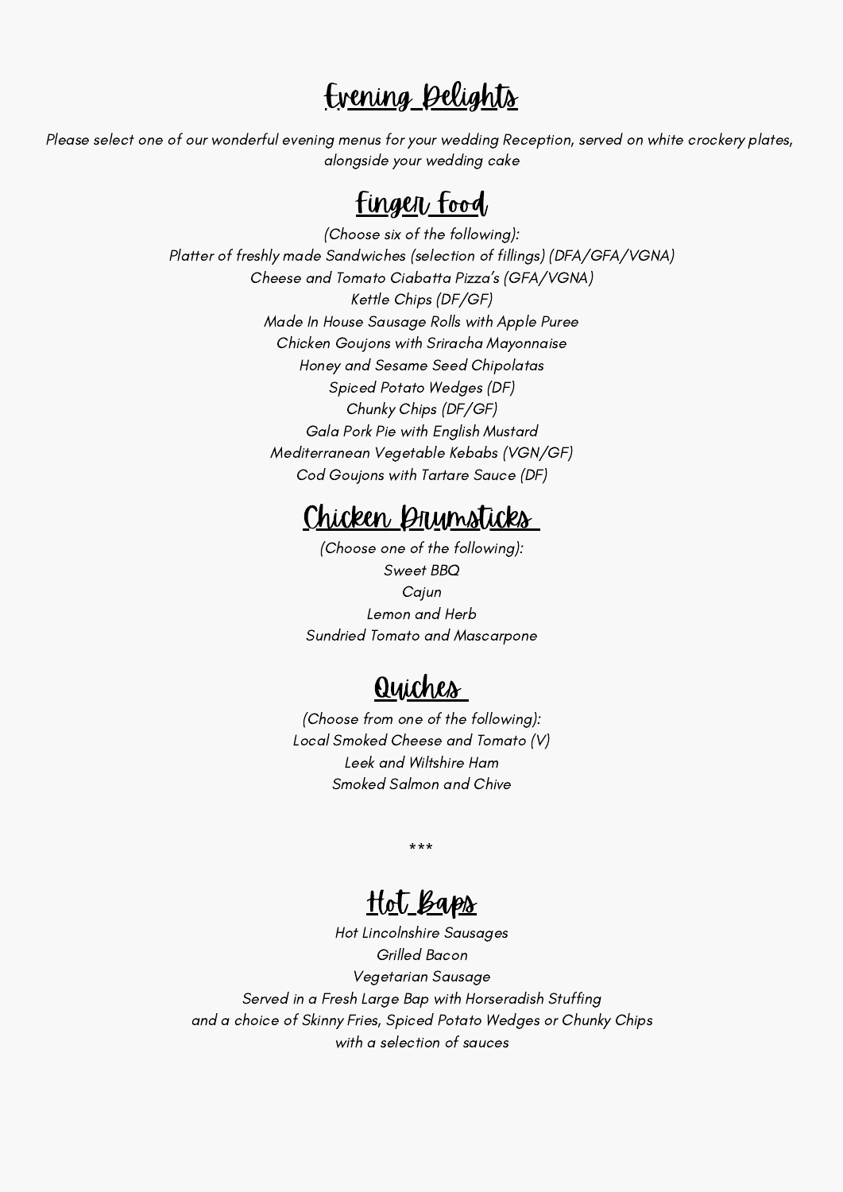# Evening Delights

*Please select one of our wonderful evening menus for your wedding Reception, served on white crockery plates, alongside your wedding cake*

## Finger Food

*(Choose six of the following):*

*Platter of freshly made Sandwiches (selection of fillings) (DFA/GFA/VGNA)*

*Cheese and Tomato Ciabatta Pizza's (GFA/VGNA)*

*Kettle Chips (DF/GF)*

*Made In House Sausage Rolls with Apple Puree*

*Chicken Goujons with Sriracha Mayonnaise*

*Honey and Sesame Seed Chipolatas*

*Spiced Potato Wedges (DF)*

*Chunky Chips (DF/GF)*

*Gala Pork Pie with English Mustard*

*Mediterranean Vegetable Kebabs (VGN/GF)*

*Cod Goujons with Tartare Sauce (DF)*

## Chicken Drumsticks

*(Choose one of the following):*

*Sweet BBQ*

*Cajun*

*Lemon and Herb*

*Sundried Tomato and Mascarpone*

## Quiches

*(Choose from one of the following):*

*Local Smoked Cheese and Tomato (V)*

*Leek and Wiltshire Ham*

*Smoked Salmon and Chive*

***

## Hot Baps

*Hot Lincolnshire Sausages*

*Grilled Bacon*

*Vegetarian Sausage*

*Served in a Fresh Large Bap with Horseradish Stuffing*
*and a choice of Skinny Fries, Spiced Potato Wedges or Chunky Chips*
*with a selection of sauces*